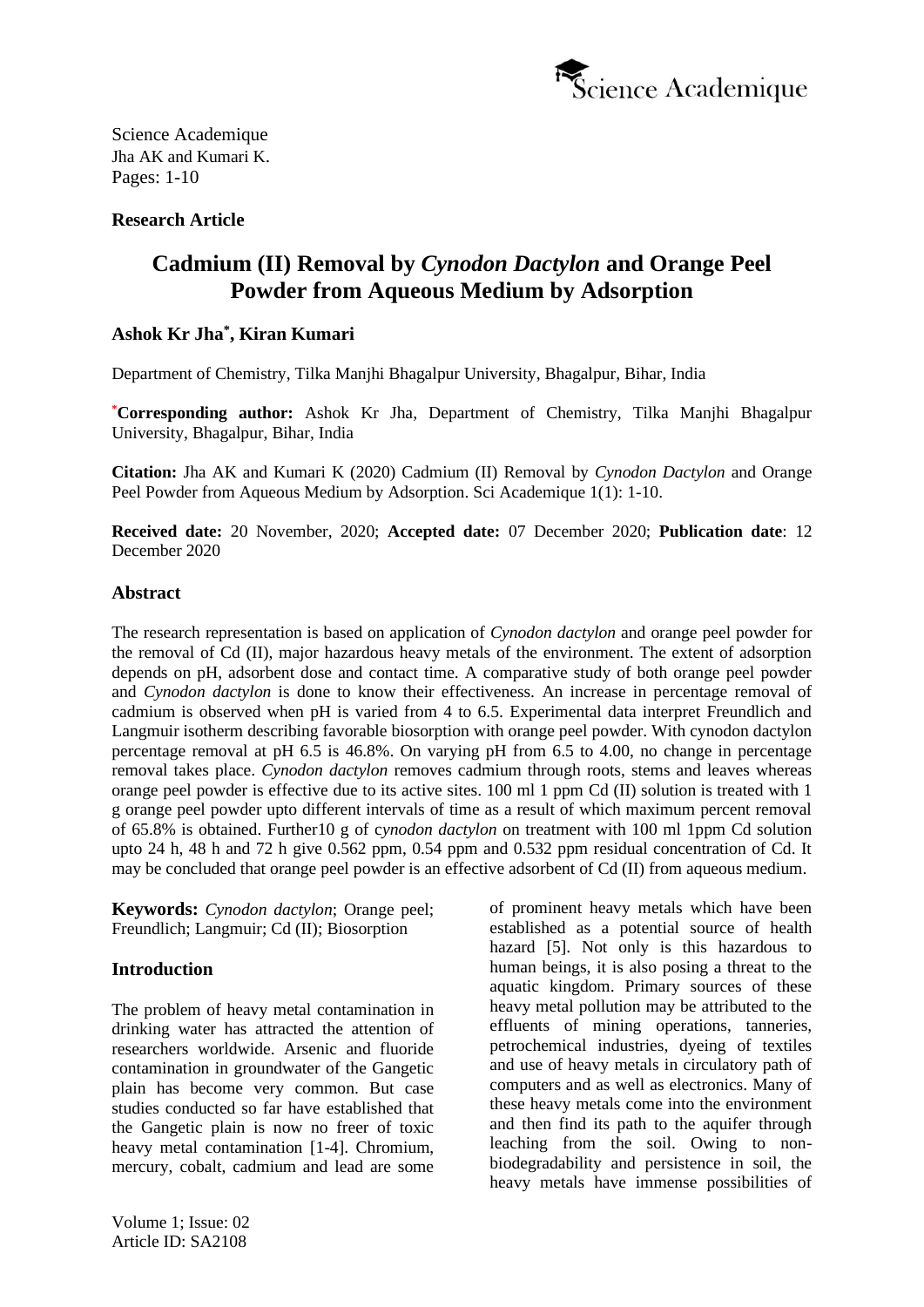Science Academique
Jha AK and Kumari K.
Pages: 1-10

**Research Article**

# Cadmium (II) Removal by *Cynodon Dactylon* and Orange Peel Powder from Aqueous Medium by Adsorption

**Ashok Kr Jha*, Kiran Kumari**

Department of Chemistry, Tilka Manjhi Bhagalpur University, Bhagalpur, Bihar, India

***Corresponding author:** Ashok Kr Jha, Department of Chemistry, Tilka Manjhi Bhagalpur University, Bhagalpur, Bihar, India

**Citation:** Jha AK and Kumari K (2020) Cadmium (II) Removal by *Cynodon Dactylon* and Orange Peel Powder from Aqueous Medium by Adsorption. Sci Academique 1(1): 1-10.

**Received date:** 20 November, 2020; **Accepted date:** 07 December 2020; **Publication date**: 12 December 2020

## Abstract

The research representation is based on application of *Cynodon dactylon* and orange peel powder for the removal of Cd (II), major hazardous heavy metals of the environment. The extent of adsorption depends on pH, adsorbent dose and contact time. A comparative study of both orange peel powder and *Cynodon dactylon* is done to know their effectiveness. An increase in percentage removal of cadmium is observed when pH is varied from 4 to 6.5. Experimental data interpret Freundlich and Langmuir isotherm describing favorable biosorption with orange peel powder. With cynodon dactylon percentage removal at pH 6.5 is 46.8%. On varying pH from 6.5 to 4.00, no change in percentage removal takes place. *Cynodon dactylon* removes cadmium through roots, stems and leaves whereas orange peel powder is effective due to its active sites. 100 ml 1 ppm Cd (II) solution is treated with 1 g orange peel powder upto different intervals of time as a result of which maximum percent removal of 65.8% is obtained. Further10 g of c*ynodon dactylon* on treatment with 100 ml 1ppm Cd solution upto 24 h, 48 h and 72 h give 0.562 ppm, 0.54 ppm and 0.532 ppm residual concentration of Cd. It may be concluded that orange peel powder is an effective adsorbent of Cd (II) from aqueous medium.

**Keywords:** *Cynodon dactylon*; Orange peel; Freundlich; Langmuir; Cd (II); Biosorption

## Introduction

The problem of heavy metal contamination in drinking water has attracted the attention of researchers worldwide. Arsenic and fluoride contamination in groundwater of the Gangetic plain has become very common. But case studies conducted so far have established that the Gangetic plain is now no freer of toxic heavy metal contamination [1-4]. Chromium, mercury, cobalt, cadmium and lead are some of prominent heavy metals which have been established as a potential source of health hazard [5]. Not only is this hazardous to human beings, it is also posing a threat to the aquatic kingdom. Primary sources of these heavy metal pollution may be attributed to the effluents of mining operations, tanneries, petrochemical industries, dyeing of textiles and use of heavy metals in circulatory path of computers and as well as electronics. Many of these heavy metals come into the environment and then find its path to the aquifer through leaching from the soil. Owing to non-biodegradability and persistence in soil, the heavy metals have immense possibilities of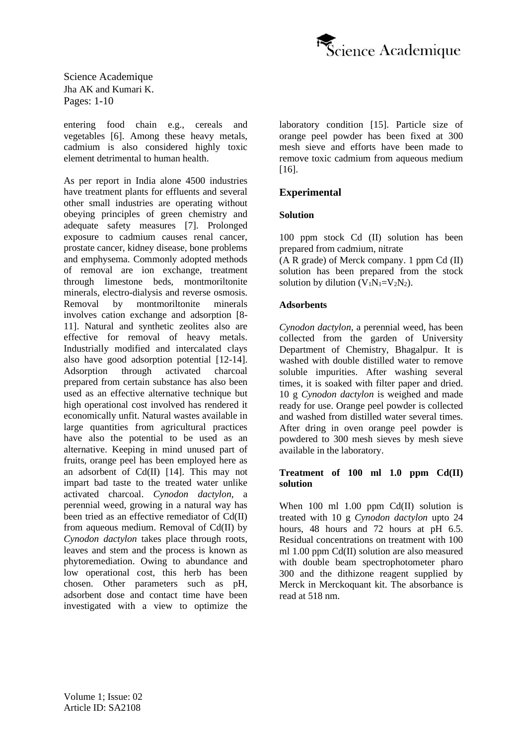entering food chain e.g., cereals and vegetables [6]. Among these heavy metals, cadmium is also considered highly toxic element detrimental to human health.

As per report in India alone 4500 industries have treatment plants for effluents and several other small industries are operating without obeying principles of green chemistry and adequate safety measures [7]. Prolonged exposure to cadmium causes renal cancer, prostate cancer, kidney disease, bone problems and emphysema. Commonly adopted methods of removal are ion exchange, treatment through limestone beds, montmoriltonite minerals, electro-dialysis and reverse osmosis. Removal by montmoriltonite minerals involves cation exchange and adsorption [8-11]. Natural and synthetic zeolites also are effective for removal of heavy metals. Industrially modified and intercalated clays also have good adsorption potential [12-14]. Adsorption through activated charcoal prepared from certain substance has also been used as an effective alternative technique but high operational cost involved has rendered it economically unfit. Natural wastes available in large quantities from agricultural practices have also the potential to be used as an alternative. Keeping in mind unused part of fruits, orange peel has been employed here as an adsorbent of Cd(II) [14]. This may not impart bad taste to the treated water unlike activated charcoal. *Cynodon dactylon*, a perennial weed, growing in a natural way has been tried as an effective remediator of Cd(II) from aqueous medium. Removal of Cd(II) by *Cynodon dactylon* takes place through roots, leaves and stem and the process is known as phytoremediation. Owing to abundance and low operational cost, this herb has been chosen. Other parameters such as pH, adsorbent dose and contact time have been investigated with a view to optimize the laboratory condition [15]. Particle size of orange peel powder has been fixed at 300 mesh sieve and efforts have been made to remove toxic cadmium from aqueous medium [16].

## Experimental

### Solution

100 ppm stock Cd (II) solution has been prepared from cadmium, nitrate (A R grade) of Merck company. 1 ppm Cd (II) solution has been prepared from the stock solution by dilution ($V_1N_1=V_2N_2$).

### Adsorbents

*Cynodon dactylon*, a perennial weed, has been collected from the garden of University Department of Chemistry, Bhagalpur. It is washed with double distilled water to remove soluble impurities. After washing several times, it is soaked with filter paper and dried. 10 g *Cynodon dactylon* is weighed and made ready for use. Orange peel powder is collected and washed from distilled water several times. After dring in oven orange peel powder is powdered to 300 mesh sieves by mesh sieve available in the laboratory.

### Treatment of 100 ml 1.0 ppm Cd(II) solution

When 100 ml 1.00 ppm Cd(II) solution is treated with 10 g *Cynodon dactylon* upto 24 hours, 48 hours and 72 hours at pH 6.5. Residual concentrations on treatment with 100 ml 1.00 ppm Cd(II) solution are also measured with double beam spectrophotometer pharo 300 and the dithizone reagent supplied by Merck in Merckoquant kit. The absorbance is read at 518 nm.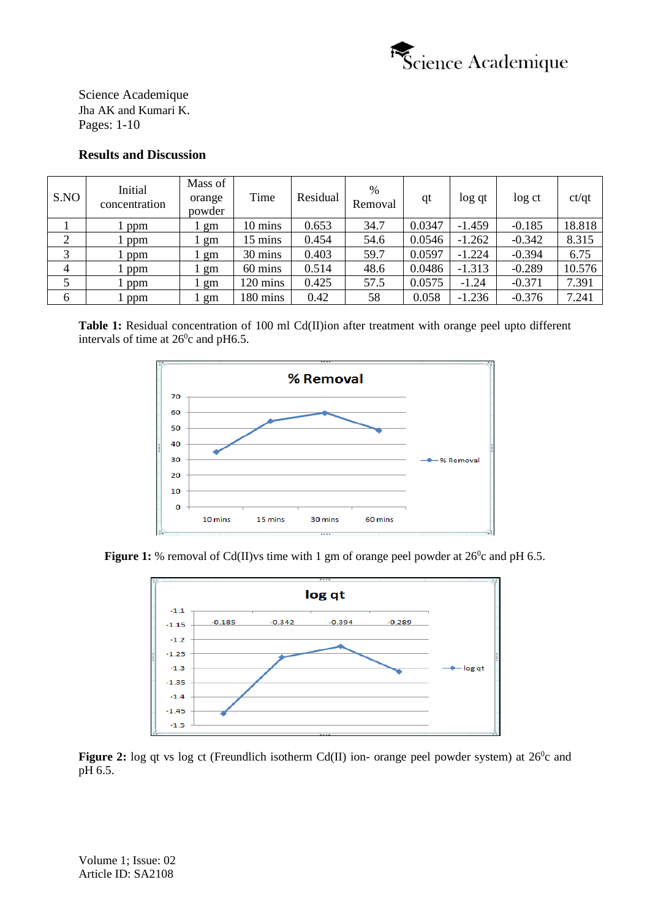## Results and Discussion

| S.NO | Initial concentration | Mass of orange powder | Time | Residual | % Removal | qt | log qt | log ct | ct/qt |
|---|---|---|---|---|---|---|---|---|---|
| 1 | 1 ppm | 1 gm | 10 mins | 0.653 | 34.7 | 0.0347 | -1.459 | -0.185 | 18.818 |
| 2 | 1 ppm | 1 gm | 15 mins | 0.454 | 54.6 | 0.0546 | -1.262 | -0.342 | 8.315 |
| 3 | 1 ppm | 1 gm | 30 mins | 0.403 | 59.7 | 0.0597 | -1.224 | -0.394 | 6.75 |
| 4 | 1 ppm | 1 gm | 60 mins | 0.514 | 48.6 | 0.0486 | -1.313 | -0.289 | 10.576 |
| 5 | 1 ppm | 1 gm | 120 mins | 0.425 | 57.5 | 0.0575 | -1.24 | -0.371 | 7.391 |
| 6 | 1 ppm | 1 gm | 180 mins | 0.42 | 58 | 0.058 | -1.236 | -0.376 | 7.241 |

**Table 1:** Residual concentration of 100 ml Cd(II)ion after treatment with orange peel upto different intervals of time at $26^0$c and pH6.5.

**Figure 1:** % removal of Cd(II)vs time with 1 gm of orange peel powder at $26^0$c and pH 6.5.

**Figure 2:** log qt vs log ct (Freundlich isotherm Cd(II) ion- orange peel powder system) at $26^0$c and pH 6.5.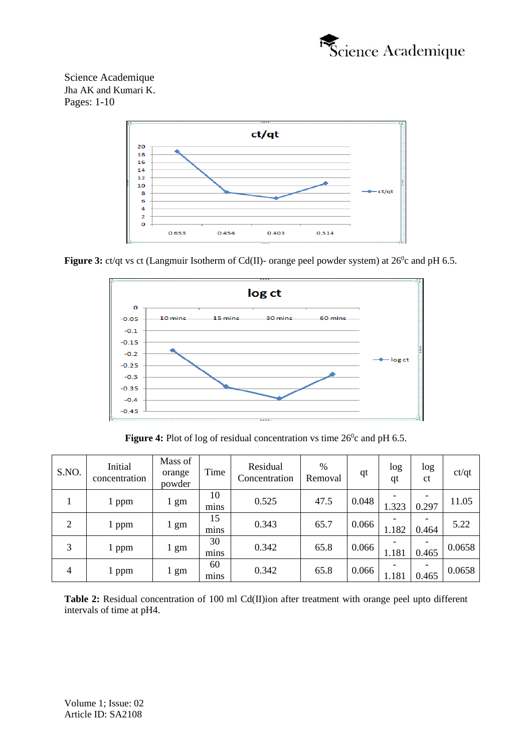**Figure 3:** ct/qt vs ct (Langmuir Isotherm of Cd(II)- orange peel powder system) at $26^0$c and pH 6.5.

**Figure 4:** Plot of log of residual concentration vs time $26^0$c and pH 6.5.

| S.NO. | Initial concentration | Mass of orange powder | Time | Residual Concentration | % Removal | qt | log qt | log ct | ct/qt |
|---|---|---|---|---|---|---|---|---|---|
| 1 | 1 ppm | 1 gm | 10 mins | 0.525 | 47.5 | 0.048 | -1.323 | -0.297 | 11.05 |
| 2 | 1 ppm | 1 gm | 15 mins | 0.343 | 65.7 | 0.066 | -1.182 | -0.464 | 5.22 |
| 3 | 1 ppm | 1 gm | 30 mins | 0.342 | 65.8 | 0.066 | -1.181 | -0.465 | 0.0658 |
| 4 | 1 ppm | 1 gm | 60 mins | 0.342 | 65.8 | 0.066 | -1.181 | -0.465 | 0.0658 |

**Table 2:** Residual concentration of 100 ml Cd(II)ion after treatment with orange peel upto different intervals of time at pH4.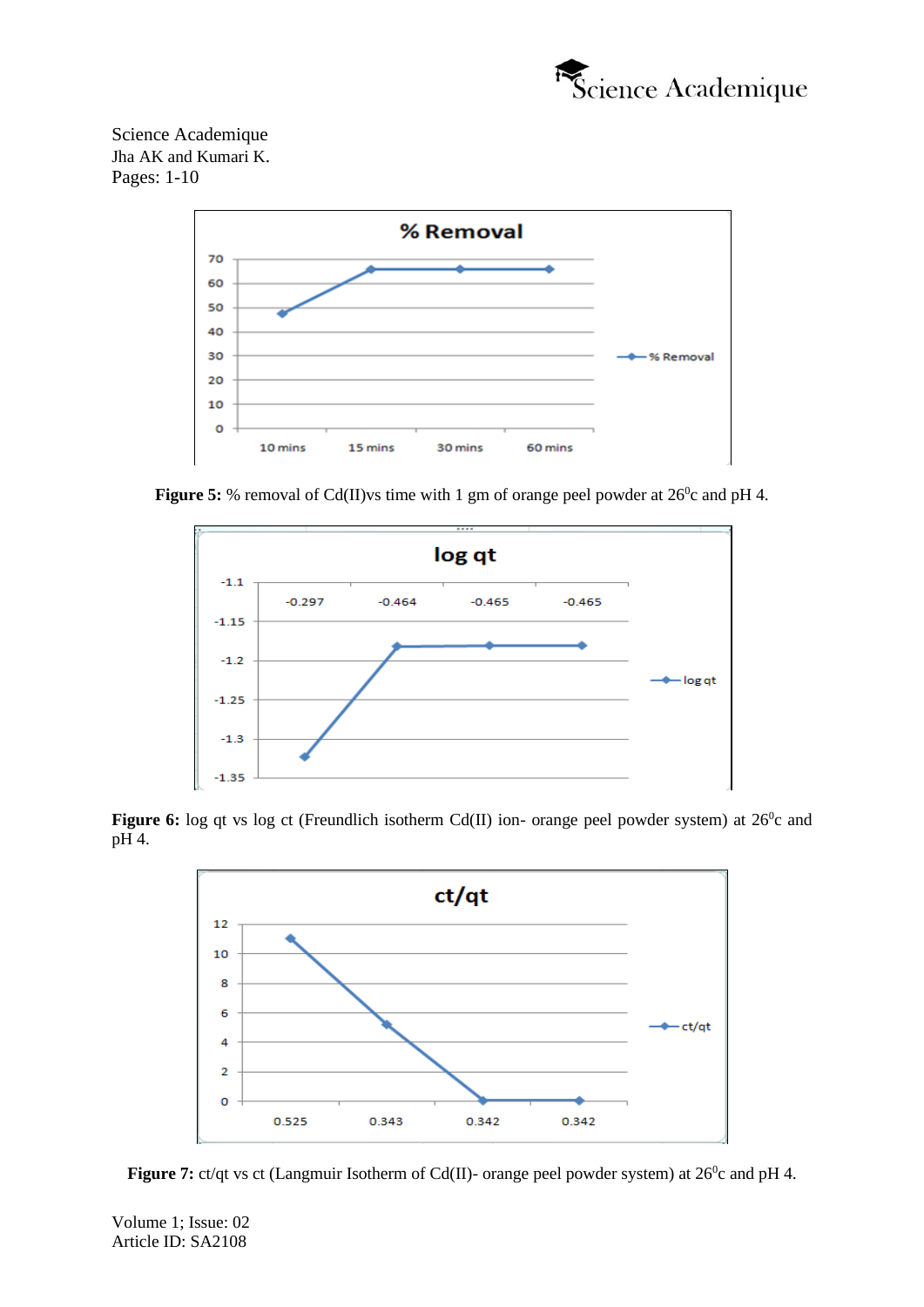**Figure 5:** % removal of Cd(II)vs time with 1 gm of orange peel powder at 26$^0$c and pH 4.

**Figure 6:** log qt vs log ct (Freundlich isotherm Cd(II) ion- orange peel powder system) at 26$^0$c and pH 4.

**Figure 7:** ct/qt vs ct (Langmuir Isotherm of Cd(II)- orange peel powder system) at 26$^0$c and pH 4.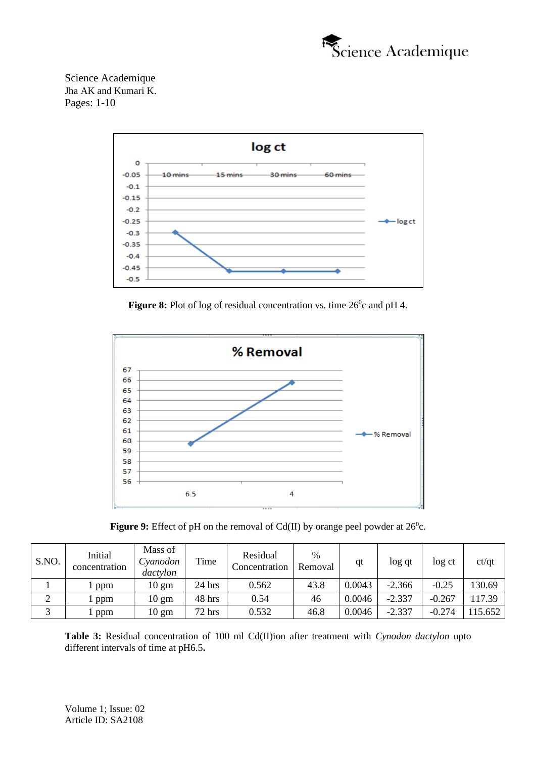**Figure 8:** Plot of log of residual concentration vs. time 26$^0$c and pH 4.

**Figure 9:** Effect of pH on the removal of Cd(II) by orange peel powder at 26$^0$c.

| S.NO. | Initial concentration | Mass of *Cyanodon dactylon* | Time | Residual Concentration | % Removal | qt | log qt | log ct | ct/qt |
|---|---|---|---|---|---|---|---|---|---|
| 1 | 1 ppm | 10 gm | 24 hrs | 0.562 | 43.8 | 0.0043 | -2.366 | -0.25 | 130.69 |
| 2 | 1 ppm | 10 gm | 48 hrs | 0.54 | 46 | 0.0046 | -2.337 | -0.267 | 117.39 |
| 3 | 1 ppm | 10 gm | 72 hrs | 0.532 | 46.8 | 0.0046 | -2.337 | -0.274 | 115.652 |

**Table 3:** Residual concentration of 100 ml Cd(II)ion after treatment with *Cynodon dactylon* upto different intervals of time at pH6.5**.**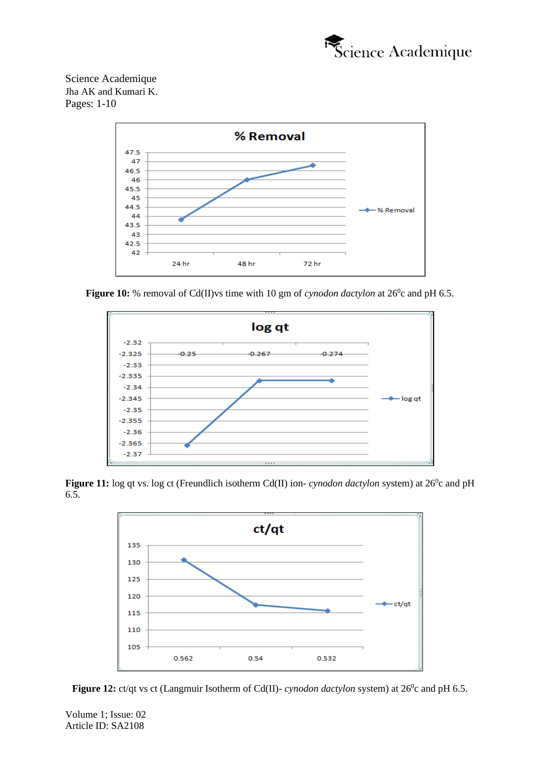**Figure 10:** % removal of Cd(II)vs time with 10 gm of *cynodon dactylon* at 26$^0$c and pH 6.5.

**Figure 11:** log qt vs. log ct (Freundlich isotherm Cd(II) ion- *cynodon dactylon* system) at 26$^0$c and pH 6.5.

**Figure 12:** ct/qt vs ct (Langmuir Isotherm of Cd(II)- *cynodon dactylon* system) at 26$^0$c and pH 6.5.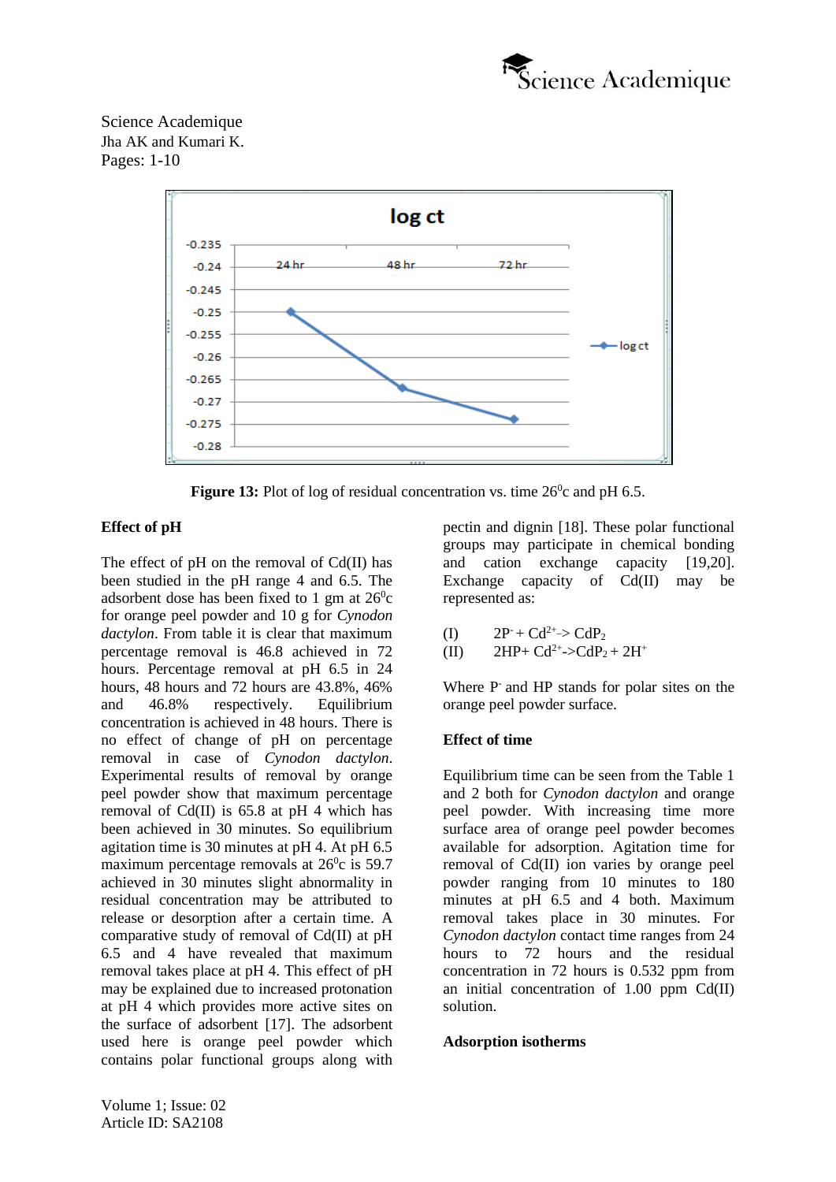**Figure 13:** Plot of log of residual concentration vs. time $26^0$c and pH 6.5.

## Effect of pH

The effect of pH on the removal of Cd(II) has been studied in the pH range 4 and 6.5. The adsorbent dose has been fixed to 1 gm at $26^0$c for orange peel powder and 10 g for *Cynodon dactylon*. From table it is clear that maximum percentage removal is 46.8 achieved in 72 hours. Percentage removal at pH 6.5 in 24 hours, 48 hours and 72 hours are 43.8%, 46% and 46.8% respectively. Equilibrium concentration is achieved in 48 hours. There is no effect of change of pH on percentage removal in case of *Cynodon dactylon*. Experimental results of removal by orange peel powder show that maximum percentage removal of Cd(II) is 65.8 at pH 4 which has been achieved in 30 minutes. So equilibrium agitation time is 30 minutes at pH 4. At pH 6.5 maximum percentage removals at $26^0$c is 59.7 achieved in 30 minutes slight abnormality in residual concentration may be attributed to release or desorption after a certain time. A comparative study of removal of Cd(II) at pH 6.5 and 4 have revealed that maximum removal takes place at pH 4. This effect of pH may be explained due to increased protonation at pH 4 which provides more active sites on the surface of adsorbent [17]. The adsorbent used here is orange peel powder which contains polar functional groups along with pectin and dignin [18]. These polar functional groups may participate in chemical bonding and cation exchange capacity [19,20]. Exchange capacity of Cd(II) may be represented as:

(I) $2P^- + Cd^{2+} \rightarrow CdP_2$

(II) $2HP + Cd^{2+} \rightarrow CdP_2 + 2H^+$

Where $P^-$ and HP stands for polar sites on the orange peel powder surface.

## Effect of time

Equilibrium time can be seen from the Table 1 and 2 both for *Cynodon dactylon* and orange peel powder. With increasing time more surface area of orange peel powder becomes available for adsorption. Agitation time for removal of Cd(II) ion varies by orange peel powder ranging from 10 minutes to 180 minutes at pH 6.5 and 4 both. Maximum removal takes place in 30 minutes. For *Cynodon dactylon* contact time ranges from 24 hours to 72 hours and the residual concentration in 72 hours is 0.532 ppm from an initial concentration of 1.00 ppm Cd(II) solution.

## Adsorption isotherms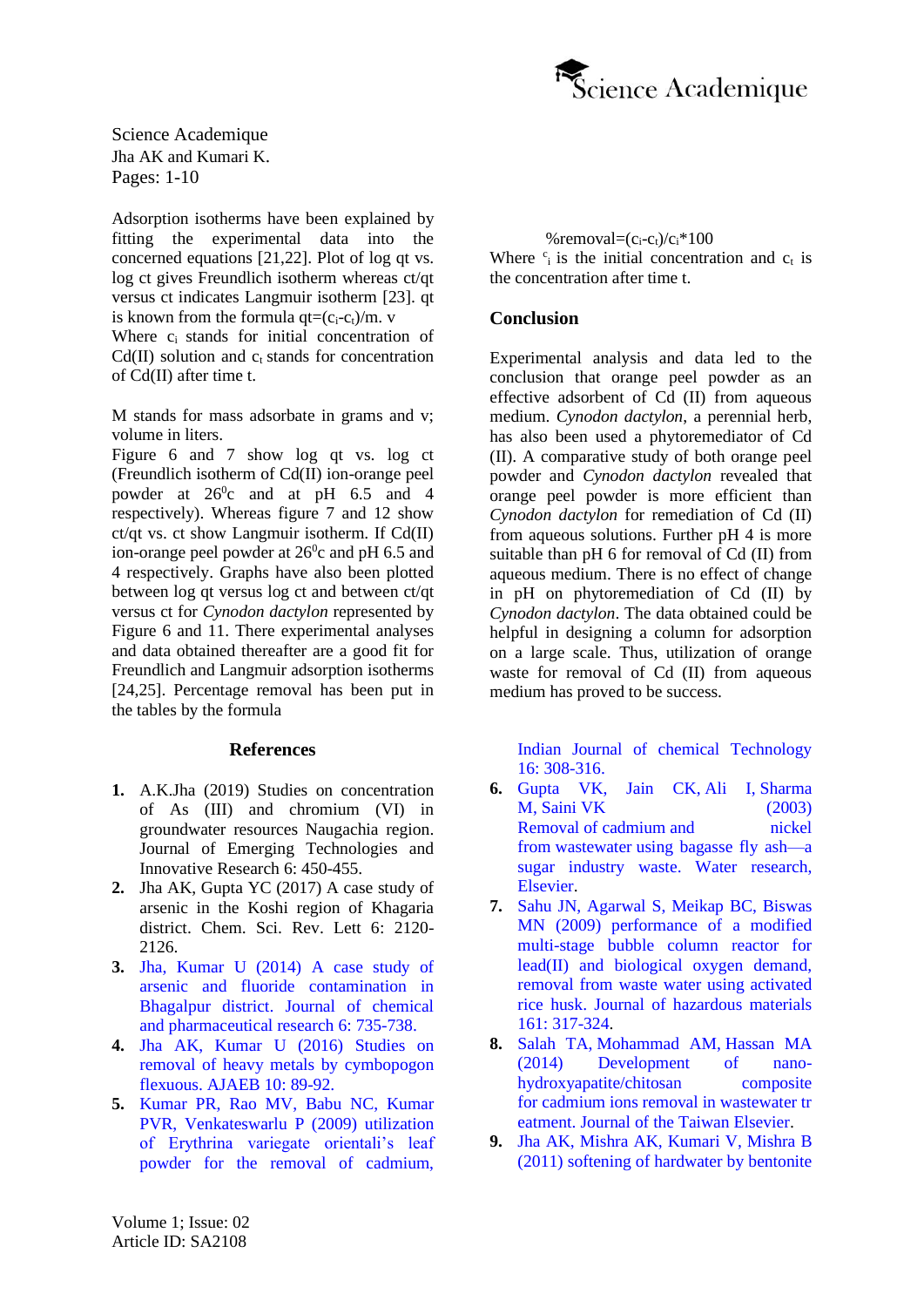Adsorption isotherms have been explained by fitting the experimental data into the concerned equations [21,22]. Plot of log qt vs. log ct gives Freundlich isotherm whereas ct/qt versus ct indicates Langmuir isotherm [23]. qt is known from the formula $qt=(c_i-c_t)/m. v$

Where $c_i$ stands for initial concentration of Cd(II) solution and $c_t$ stands for concentration of Cd(II) after time t.

M stands for mass adsorbate in grams and v; volume in liters.

Figure 6 and 7 show log qt vs. log ct (Freundlich isotherm of Cd(II) ion-orange peel powder at $26^0$c and at pH 6.5 and 4 respectively). Whereas figure 7 and 12 show ct/qt vs. ct show Langmuir isotherm. If Cd(II) ion-orange peel powder at $26^0$c and pH 6.5 and 4 respectively. Graphs have also been plotted between log qt versus log ct and between ct/qt versus ct for *Cynodon dactylon* represented by Figure 6 and 11. There experimental analyses and data obtained thereafter are a good fit for Freundlich and Langmuir adsorption isotherms [24,25]. Percentage removal has been put in the tables by the formula

$$\%removal=(c_i-c_t)/c_i*100$$

Where $^c{}_i$ is the initial concentration and $c_t$ is the concentration after time t.

## Conclusion

Experimental analysis and data led to the conclusion that orange peel powder as an effective adsorbent of Cd (II) from aqueous medium. *Cynodon dactylon*, a perennial herb, has also been used a phytoremediator of Cd (II). A comparative study of both orange peel powder and *Cynodon dactylon* revealed that orange peel powder is more efficient than *Cynodon dactylon* for remediation of Cd (II) from aqueous solutions. Further pH 4 is more suitable than pH 6 for removal of Cd (II) from aqueous medium. There is no effect of change in pH on phytoremediation of Cd (II) by *Cynodon dactylon*. The data obtained could be helpful in designing a column for adsorption on a large scale. Thus, utilization of orange waste for removal of Cd (II) from aqueous medium has proved to be success.

## References

1. A.K.Jha (2019) Studies on concentration of As (III) and chromium (VI) in groundwater resources Naugachia region. Journal of Emerging Technologies and Innovative Research 6: 450-455.
2. Jha AK, Gupta YC (2017) A case study of arsenic in the Koshi region of Khagaria district. Chem. Sci. Rev. Lett 6: 2120-2126.
3. Jha, Kumar U (2014) A case study of arsenic and fluoride contamination in Bhagalpur district. Journal of chemical and pharmaceutical research 6: 735-738.
4. Jha AK, Kumar U (2016) Studies on removal of heavy metals by cymbopogon flexuous. AJAEB 10: 89-92.
5. Kumar PR, Rao MV, Babu NC, Kumar PVR, Venkateswarlu P (2009) utilization of Erythrina variegate orientali's leaf powder for the removal of cadmium, Indian Journal of chemical Technology 16: 308-316.
6. Gupta VK, Jain CK, Ali I, Sharma M, Saini VK (2003) Removal of cadmium and nickel from wastewater using bagasse fly ash—a sugar industry waste. Water research, Elsevier.
7. Sahu JN, Agarwal S, Meikap BC, Biswas MN (2009) performance of a modified multi-stage bubble column reactor for lead(II) and biological oxygen demand, removal from waste water using activated rice husk. Journal of hazardous materials 161: 317-324.
8. Salah TA, Mohammad AM, Hassan MA (2014) Development of nano-hydroxyapatite/chitosan composite for cadmium ions removal in wastewater tr eatment. Journal of the Taiwan Elsevier.
9. Jha AK, Mishra AK, Kumari V, Mishra B (2011) softening of hardwater by bentonite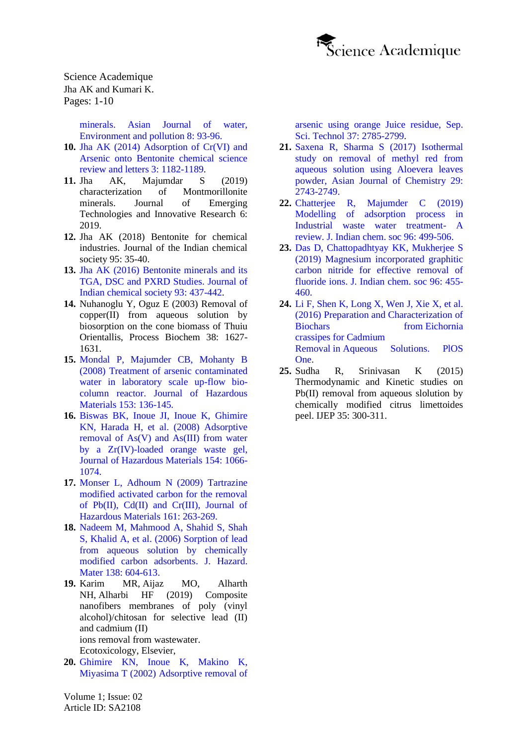minerals. Asian Journal of water, Environment and pollution 8: 93-96.

10. Jha AK (2014) Adsorption of Cr(VI) and Arsenic onto Bentonite chemical science review and letters 3: 1182-1189.
11. Jha AK, Majumdar S (2019) characterization of Montmorillonite minerals. Journal of Emerging Technologies and Innovative Research 6: 2019.
12. Jha AK (2018) Bentonite for chemical industries. Journal of the Indian chemical society 95: 35-40.
13. Jha AK (2016) Bentonite minerals and its TGA, DSC and PXRD Studies. Journal of Indian chemical society 93: 437-442.
14. Nuhanoglu Y, Oguz E (2003) Removal of copper(II) from aqueous solution by biosorption on the cone biomass of Thuiu Orientallis, Process Biochem 38: 1627-1631.
15. Mondal P, Majumder CB, Mohanty B (2008) Treatment of arsenic contaminated water in laboratory scale up-flow bio-column reactor. Journal of Hazardous Materials 153: 136-145.
16. Biswas BK, Inoue JI, Inoue K, Ghimire KN, Harada H, et al. (2008) Adsorptive removal of As(V) and As(III) from water by a Zr(IV)-loaded orange waste gel, Journal of Hazardous Materials 154: 1066-1074.
17. Monser L, Adhoum N (2009) Tartrazine modified activated carbon for the removal of Pb(II), Cd(II) and Cr(III), Journal of Hazardous Materials 161: 263-269.
18. Nadeem M, Mahmood A, Shahid S, Shah S, Khalid A, et al. (2006) Sorption of lead from aqueous solution by chemically modified carbon adsorbents. J. Hazard. Mater 138: 604-613.
19. Karim MR, Aijaz MO, Alharth NH, Alharbi HF (2019) Composite nanofibers membranes of poly (vinyl alcohol)/chitosan for selective lead (II) and cadmium (II) ions removal from wastewater. Ecotoxicology, Elsevier,
20. Ghimire KN, Inoue K, Makino K, Miyasima T (2002) Adsorptive removal of arsenic using orange Juice residue, Sep. Sci. Technol 37: 2785-2799.
21. Saxena R, Sharma S (2017) Isothermal study on removal of methyl red from aqueous solution using Aloevera leaves powder, Asian Journal of Chemistry 29: 2743-2749.
22. Chatterjee R, Majumder C (2019) Modelling of adsorption process in Industrial waste water treatment- A review. J. Indian chem. soc 96: 499-506.
23. Das D, Chattopadhtyay KK, Mukherjee S (2019) Magnesium incorporated graphitic carbon nitride for effective removal of fluoride ions. J. Indian chem. soc 96: 455-460.
24. Li F, Shen K, Long X, Wen J, Xie X, et al. (2016) Preparation and Characterization of Biochars from Eichornia crassipes for Cadmium Removal in Aqueous Solutions. PlOS One.
25. Sudha R, Srinivasan K (2015) Thermodynamic and Kinetic studies on Pb(II) removal from aqueous slolution by chemically modified citrus limettoides peel. IJEP 35: 300-311.